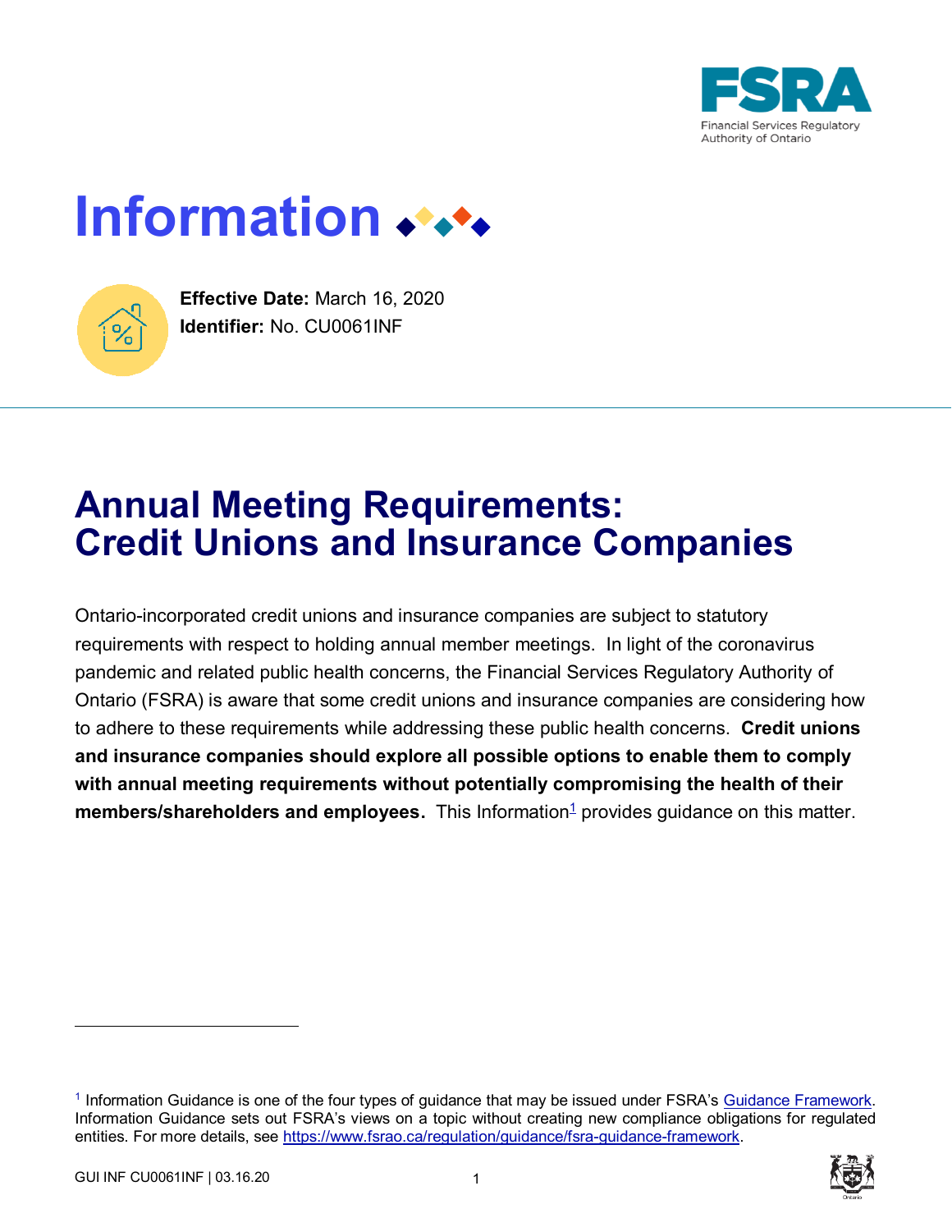# Information

**Effective Date:** March 16, 2020
**Identifier:** No. CU0061INF

## Annual Meeting Requirements: Credit Unions and Insurance Companies

Ontario-incorporated credit unions and insurance companies are subject to statutory requirements with respect to holding annual member meetings. In light of the coronavirus pandemic and related public health concerns, the Financial Services Regulatory Authority of Ontario (FSRA) is aware that some credit unions and insurance companies are considering how to adhere to these requirements while addressing these public health concerns. **Credit unions and insurance companies should explore all possible options to enable them to comply with annual meeting requirements without potentially compromising the health of their members/shareholders and employees.** This Information[1] provides guidance on this matter.

---

[1] Information Guidance is one of the four types of guidance that may be issued under FSRA's Guidance Framework. Information Guidance sets out FSRA's views on a topic without creating new compliance obligations for regulated entities. For more details, see https://www.fsrao.ca/regulation/guidance/fsra-guidance-framework.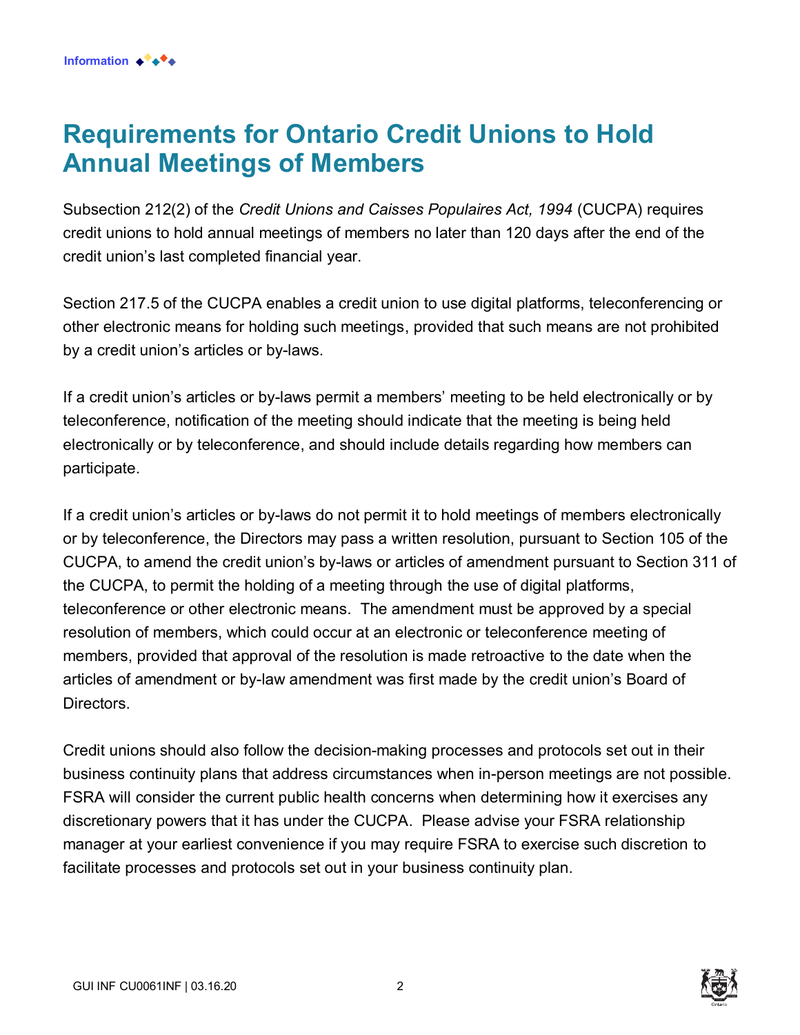# Requirements for Ontario Credit Unions to Hold Annual Meetings of Members

Subsection 212(2) of the *Credit Unions and Caisses Populaires Act, 1994* (CUCPA) requires credit unions to hold annual meetings of members no later than 120 days after the end of the credit union's last completed financial year.

Section 217.5 of the CUCPA enables a credit union to use digital platforms, teleconferencing or other electronic means for holding such meetings, provided that such means are not prohibited by a credit union's articles or by-laws.

If a credit union's articles or by-laws permit a members' meeting to be held electronically or by teleconference, notification of the meeting should indicate that the meeting is being held electronically or by teleconference, and should include details regarding how members can participate.

If a credit union's articles or by-laws do not permit it to hold meetings of members electronically or by teleconference, the Directors may pass a written resolution, pursuant to Section 105 of the CUCPA, to amend the credit union's by-laws or articles of amendment pursuant to Section 311 of the CUCPA, to permit the holding of a meeting through the use of digital platforms, teleconference or other electronic means. The amendment must be approved by a special resolution of members, which could occur at an electronic or teleconference meeting of members, provided that approval of the resolution is made retroactive to the date when the articles of amendment or by-law amendment was first made by the credit union's Board of Directors.

Credit unions should also follow the decision-making processes and protocols set out in their business continuity plans that address circumstances when in-person meetings are not possible. FSRA will consider the current public health concerns when determining how it exercises any discretionary powers that it has under the CUCPA. Please advise your FSRA relationship manager at your earliest convenience if you may require FSRA to exercise such discretion to facilitate processes and protocols set out in your business continuity plan.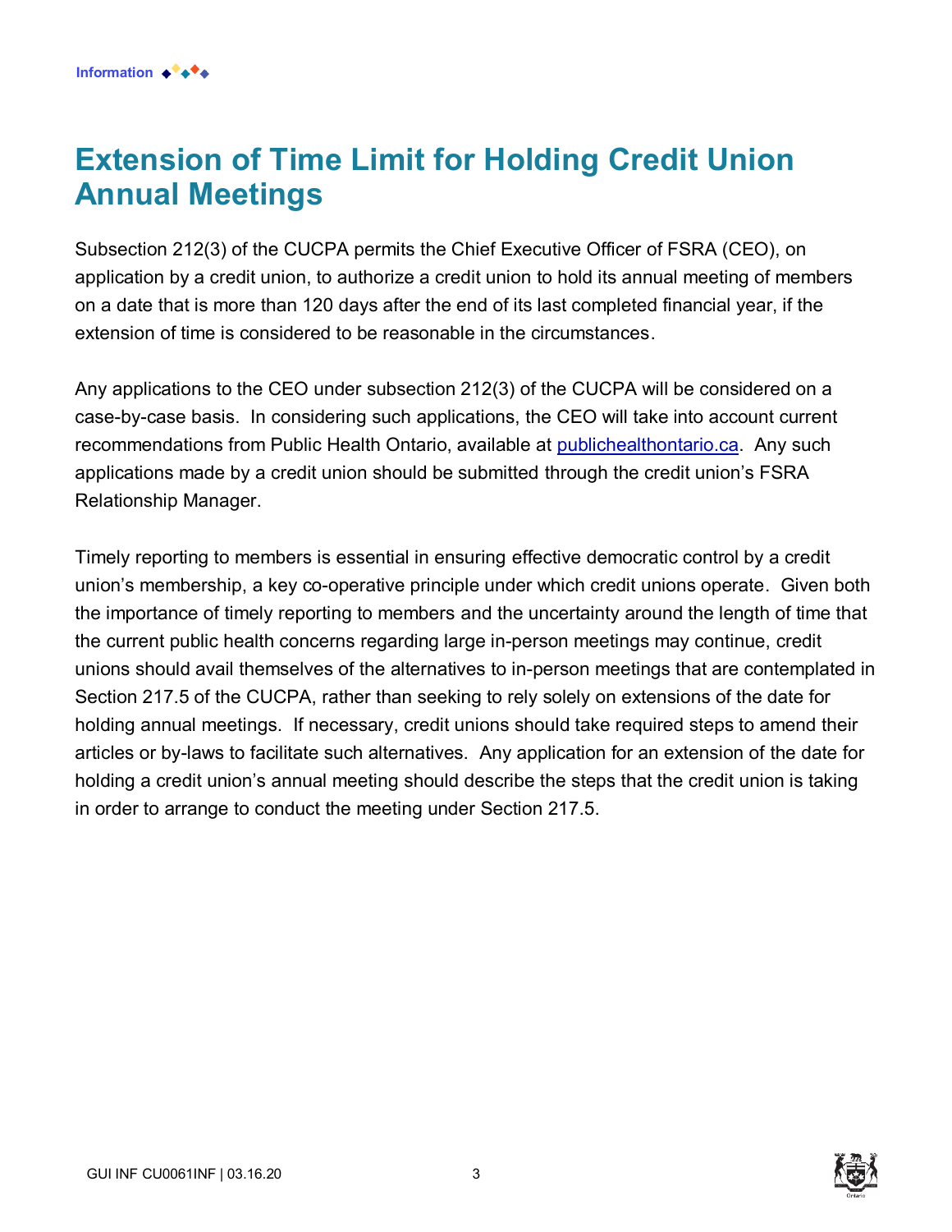## Extension of Time Limit for Holding Credit Union Annual Meetings

Subsection 212(3) of the CUCPA permits the Chief Executive Officer of FSRA (CEO), on application by a credit union, to authorize a credit union to hold its annual meeting of members on a date that is more than 120 days after the end of its last completed financial year, if the extension of time is considered to be reasonable in the circumstances.

Any applications to the CEO under subsection 212(3) of the CUCPA will be considered on a case-by-case basis. In considering such applications, the CEO will take into account current recommendations from Public Health Ontario, available at publichealthontario.ca. Any such applications made by a credit union should be submitted through the credit union's FSRA Relationship Manager.

Timely reporting to members is essential in ensuring effective democratic control by a credit union's membership, a key co-operative principle under which credit unions operate. Given both the importance of timely reporting to members and the uncertainty around the length of time that the current public health concerns regarding large in-person meetings may continue, credit unions should avail themselves of the alternatives to in-person meetings that are contemplated in Section 217.5 of the CUCPA, rather than seeking to rely solely on extensions of the date for holding annual meetings. If necessary, credit unions should take required steps to amend their articles or by-laws to facilitate such alternatives. Any application for an extension of the date for holding a credit union's annual meeting should describe the steps that the credit union is taking in order to arrange to conduct the meeting under Section 217.5.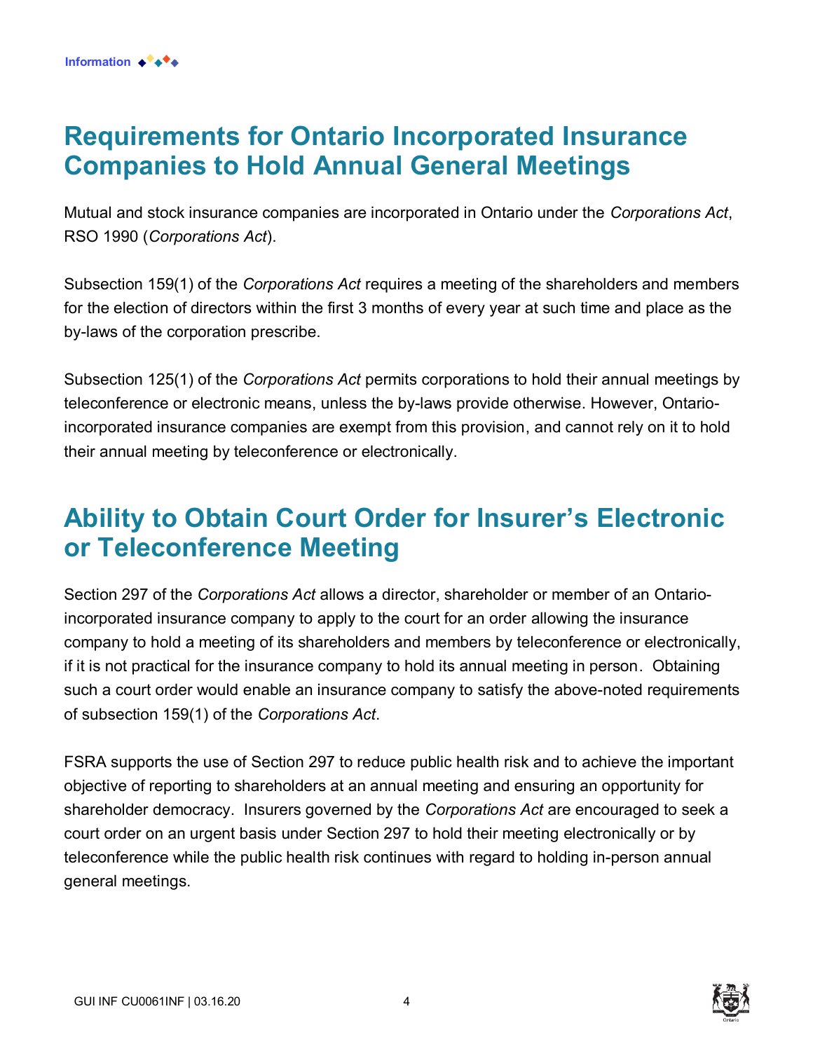## Requirements for Ontario Incorporated Insurance Companies to Hold Annual General Meetings

Mutual and stock insurance companies are incorporated in Ontario under the *Corporations Act*, RSO 1990 (*Corporations Act*).

Subsection 159(1) of the *Corporations Act* requires a meeting of the shareholders and members for the election of directors within the first 3 months of every year at such time and place as the by-laws of the corporation prescribe.

Subsection 125(1) of the *Corporations Act* permits corporations to hold their annual meetings by teleconference or electronic means, unless the by-laws provide otherwise. However, Ontario-incorporated insurance companies are exempt from this provision, and cannot rely on it to hold their annual meeting by teleconference or electronically.

## Ability to Obtain Court Order for Insurer's Electronic or Teleconference Meeting

Section 297 of the *Corporations Act* allows a director, shareholder or member of an Ontario-incorporated insurance company to apply to the court for an order allowing the insurance company to hold a meeting of its shareholders and members by teleconference or electronically, if it is not practical for the insurance company to hold its annual meeting in person. Obtaining such a court order would enable an insurance company to satisfy the above-noted requirements of subsection 159(1) of the *Corporations Act*.

FSRA supports the use of Section 297 to reduce public health risk and to achieve the important objective of reporting to shareholders at an annual meeting and ensuring an opportunity for shareholder democracy. Insurers governed by the *Corporations Act* are encouraged to seek a court order on an urgent basis under Section 297 to hold their meeting electronically or by teleconference while the public health risk continues with regard to holding in-person annual general meetings.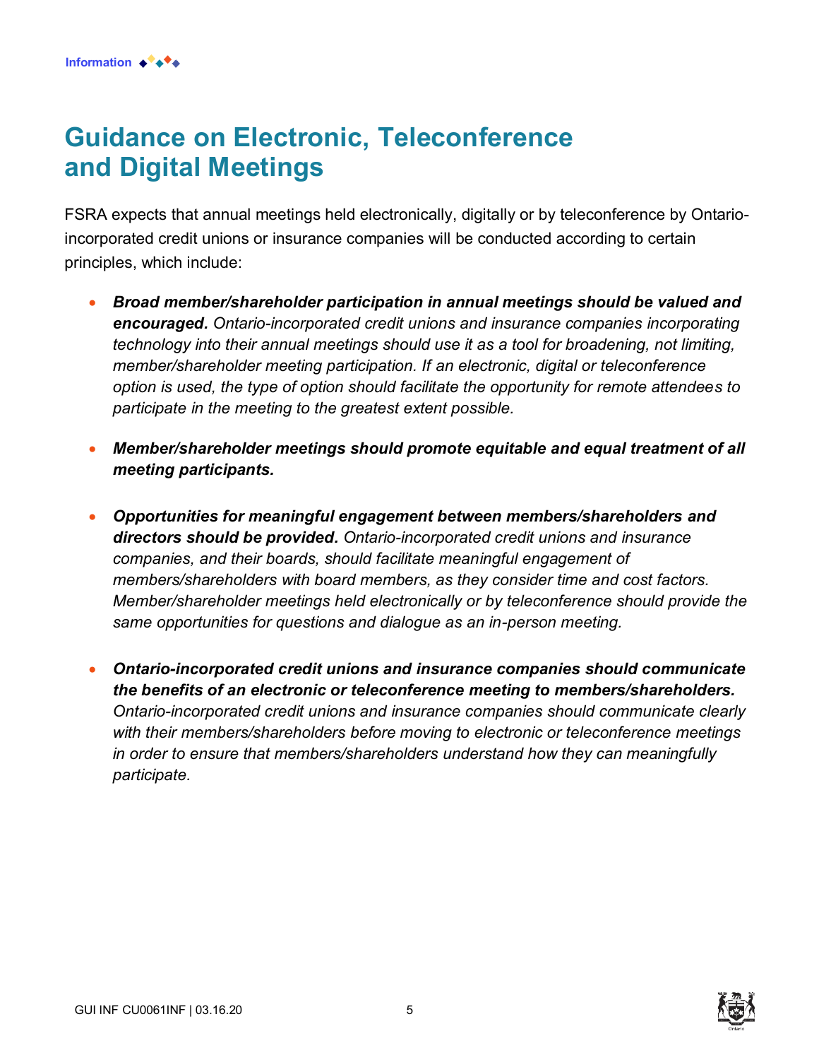# Guidance on Electronic, Teleconference and Digital Meetings

FSRA expects that annual meetings held electronically, digitally or by teleconference by Ontario-incorporated credit unions or insurance companies will be conducted according to certain principles, which include:

- ***Broad member/shareholder participation in annual meetings should be valued and encouraged.*** *Ontario-incorporated credit unions and insurance companies incorporating technology into their annual meetings should use it as a tool for broadening, not limiting, member/shareholder meeting participation. If an electronic, digital or teleconference option is used, the type of option should facilitate the opportunity for remote attendees to participate in the meeting to the greatest extent possible.*

- ***Member/shareholder meetings should promote equitable and equal treatment of all meeting participants.***

- ***Opportunities for meaningful engagement between members/shareholders and directors should be provided.*** *Ontario-incorporated credit unions and insurance companies, and their boards, should facilitate meaningful engagement of members/shareholders with board members, as they consider time and cost factors. Member/shareholder meetings held electronically or by teleconference should provide the same opportunities for questions and dialogue as an in-person meeting.*

- ***Ontario-incorporated credit unions and insurance companies should communicate the benefits of an electronic or teleconference meeting to members/shareholders.*** *Ontario-incorporated credit unions and insurance companies should communicate clearly with their members/shareholders before moving to electronic or teleconference meetings in order to ensure that members/shareholders understand how they can meaningfully participate.*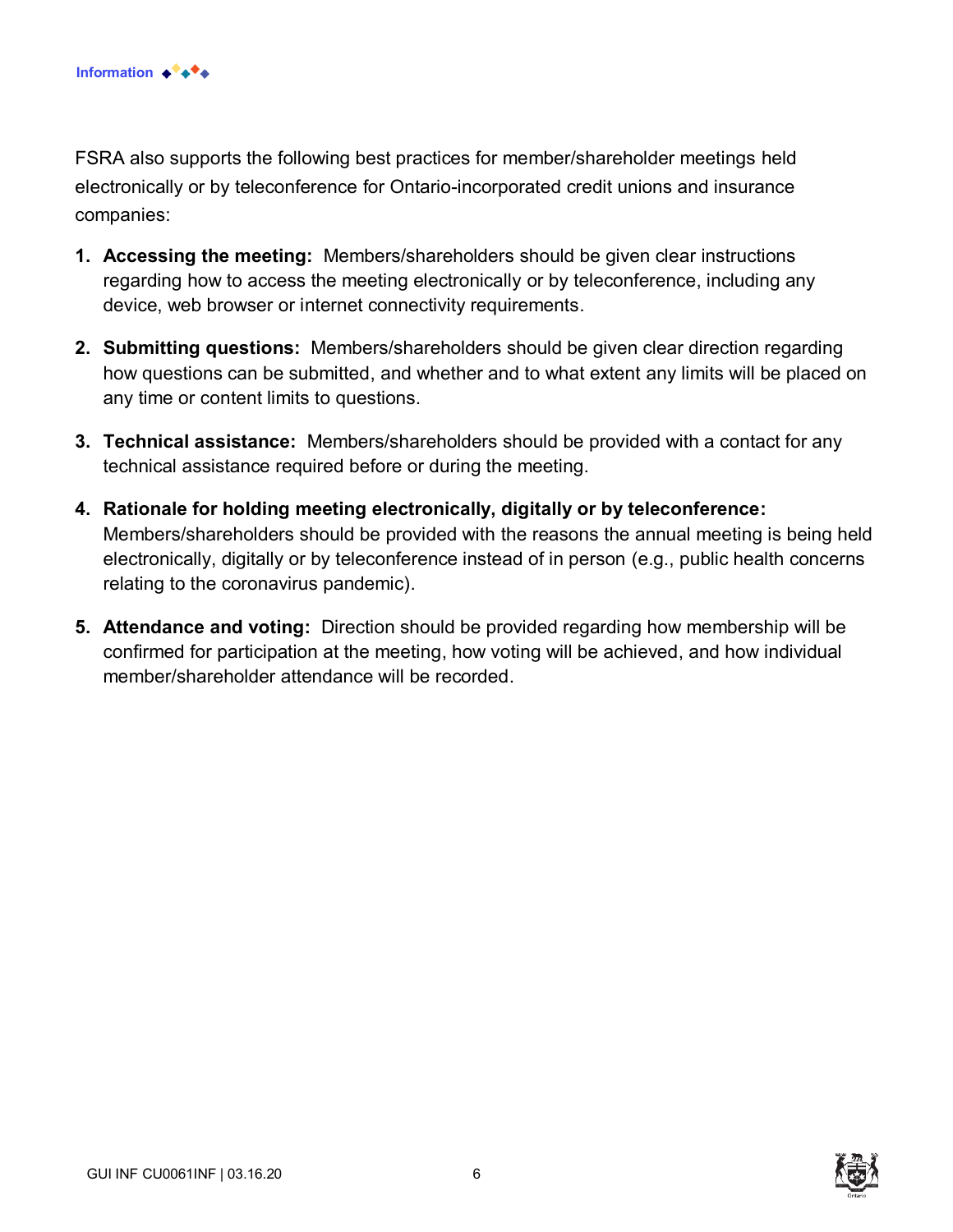FSRA also supports the following best practices for member/shareholder meetings held electronically or by teleconference for Ontario-incorporated credit unions and insurance companies:

1. **Accessing the meeting:** Members/shareholders should be given clear instructions regarding how to access the meeting electronically or by teleconference, including any device, web browser or internet connectivity requirements.
2. **Submitting questions:** Members/shareholders should be given clear direction regarding how questions can be submitted, and whether and to what extent any limits will be placed on any time or content limits to questions.
3. **Technical assistance:** Members/shareholders should be provided with a contact for any technical assistance required before or during the meeting.
4. **Rationale for holding meeting electronically, digitally or by teleconference:** Members/shareholders should be provided with the reasons the annual meeting is being held electronically, digitally or by teleconference instead of in person (e.g., public health concerns relating to the coronavirus pandemic).
5. **Attendance and voting:** Direction should be provided regarding how membership will be confirmed for participation at the meeting, how voting will be achieved, and how individual member/shareholder attendance will be recorded.